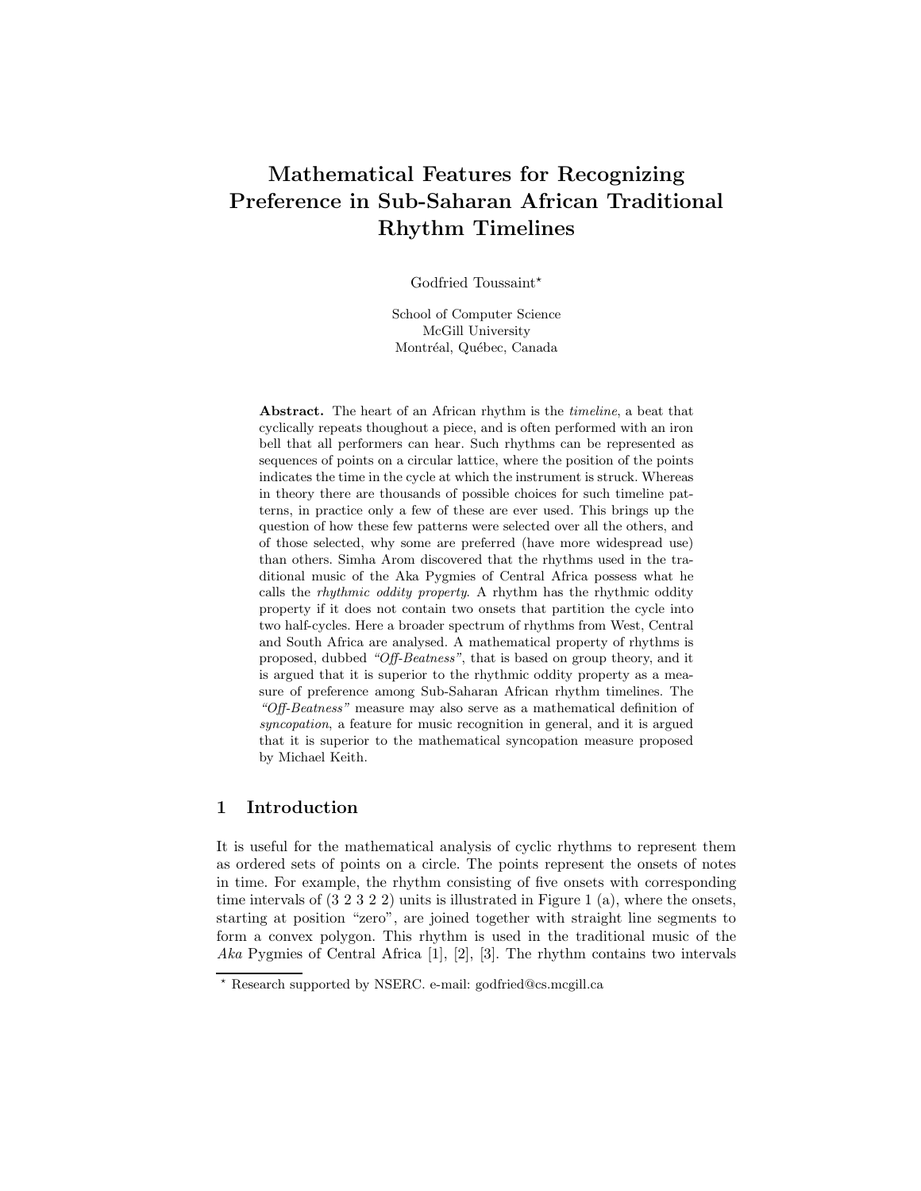# Mathematical Features for Recognizing Preference in Sub-Saharan African Traditional Rhythm Timelines

Godfried Toussaint*

School of Computer Science
McGill University
Montréal, Québec, Canada

**Abstract.** The heart of an African rhythm is the *timeline*, a beat that cyclically repeats thoughout a piece, and is often performed with an iron bell that all performers can hear. Such rhythms can be represented as sequences of points on a circular lattice, where the position of the points indicates the time in the cycle at which the instrument is struck. Whereas in theory there are thousands of possible choices for such timeline patterns, in practice only a few of these are ever used. This brings up the question of how these few patterns were selected over all the others, and of those selected, why some are preferred (have more widespread use) than others. Simha Arom discovered that the rhythms used in the traditional music of the Aka Pygmies of Central Africa possess what he calls the *rhythmic oddity property*. A rhythm has the rhythmic oddity property if it does not contain two onsets that partition the cycle into two half-cycles. Here a broader spectrum of rhythms from West, Central and South Africa are analysed. A mathematical property of rhythms is proposed, dubbed *"Off-Beatness"*, that is based on group theory, and it is argued that it is superior to the rhythmic oddity property as a measure of preference among Sub-Saharan African rhythm timelines. The *"Off-Beatness"* measure may also serve as a mathematical definition of *syncopation*, a feature for music recognition in general, and it is argued that it is superior to the mathematical syncopation measure proposed by Michael Keith.

## 1 Introduction

It is useful for the mathematical analysis of cyclic rhythms to represent them as ordered sets of points on a circle. The points represent the onsets of notes in time. For example, the rhythm consisting of five onsets with corresponding time intervals of (3 2 3 2 2) units is illustrated in Figure 1 (a), where the onsets, starting at position "zero", are joined together with straight line segments to form a convex polygon. This rhythm is used in the traditional music of the *Aka* Pygmies of Central Africa [1], [2], [3]. The rhythm contains two intervals

* Research supported by NSERC. e-mail: godfried@cs.mcgill.ca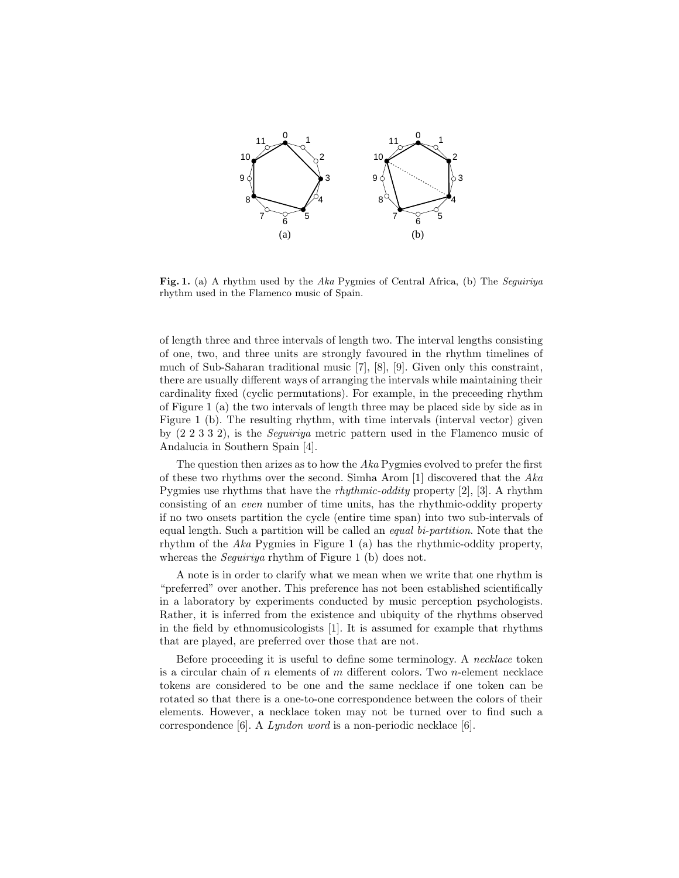**Fig. 1.** (a) A rhythm used by the *Aka* Pygmies of Central Africa, (b) The *Seguiriya* rhythm used in the Flamenco music of Spain.

of length three and three intervals of length two. The interval lengths consisting of one, two, and three units are strongly favoured in the rhythm timelines of much of Sub-Saharan traditional music [7], [8], [9]. Given only this constraint, there are usually different ways of arranging the intervals while maintaining their cardinality fixed (cyclic permutations). For example, in the preceeding rhythm of Figure 1 (a) the two intervals of length three may be placed side by side as in Figure 1 (b). The resulting rhythm, with time intervals (interval vector) given by (2 2 3 3 2), is the *Seguiriya* metric pattern used in the Flamenco music of Andalucia in Southern Spain [4].

The question then arizes as to how the *Aka* Pygmies evolved to prefer the first of these two rhythms over the second. Simha Arom [1] discovered that the *Aka* Pygmies use rhythms that have the *rhythmic-oddity* property [2], [3]. A rhythm consisting of an *even* number of time units, has the rhythmic-oddity property if no two onsets partition the cycle (entire time span) into two sub-intervals of equal length. Such a partition will be called an *equal bi-partition*. Note that the rhythm of the *Aka* Pygmies in Figure 1 (a) has the rhythmic-oddity property, whereas the *Seguiriya* rhythm of Figure 1 (b) does not.

A note is in order to clarify what we mean when we write that one rhythm is "preferred" over another. This preference has not been established scientifically in a laboratory by experiments conducted by music perception psychologists. Rather, it is inferred from the existence and ubiquity of the rhythms observed in the field by ethnomusicologists [1]. It is assumed for example that rhythms that are played, are preferred over those that are not.

Before proceeding it is useful to define some terminology. A *necklace* token is a circular chain of $n$ elements of $m$ different colors. Two $n$-element necklace tokens are considered to be one and the same necklace if one token can be rotated so that there is a one-to-one correspondence between the colors of their elements. However, a necklace token may not be turned over to find such a correspondence [6]. A *Lyndon word* is a non-periodic necklace [6].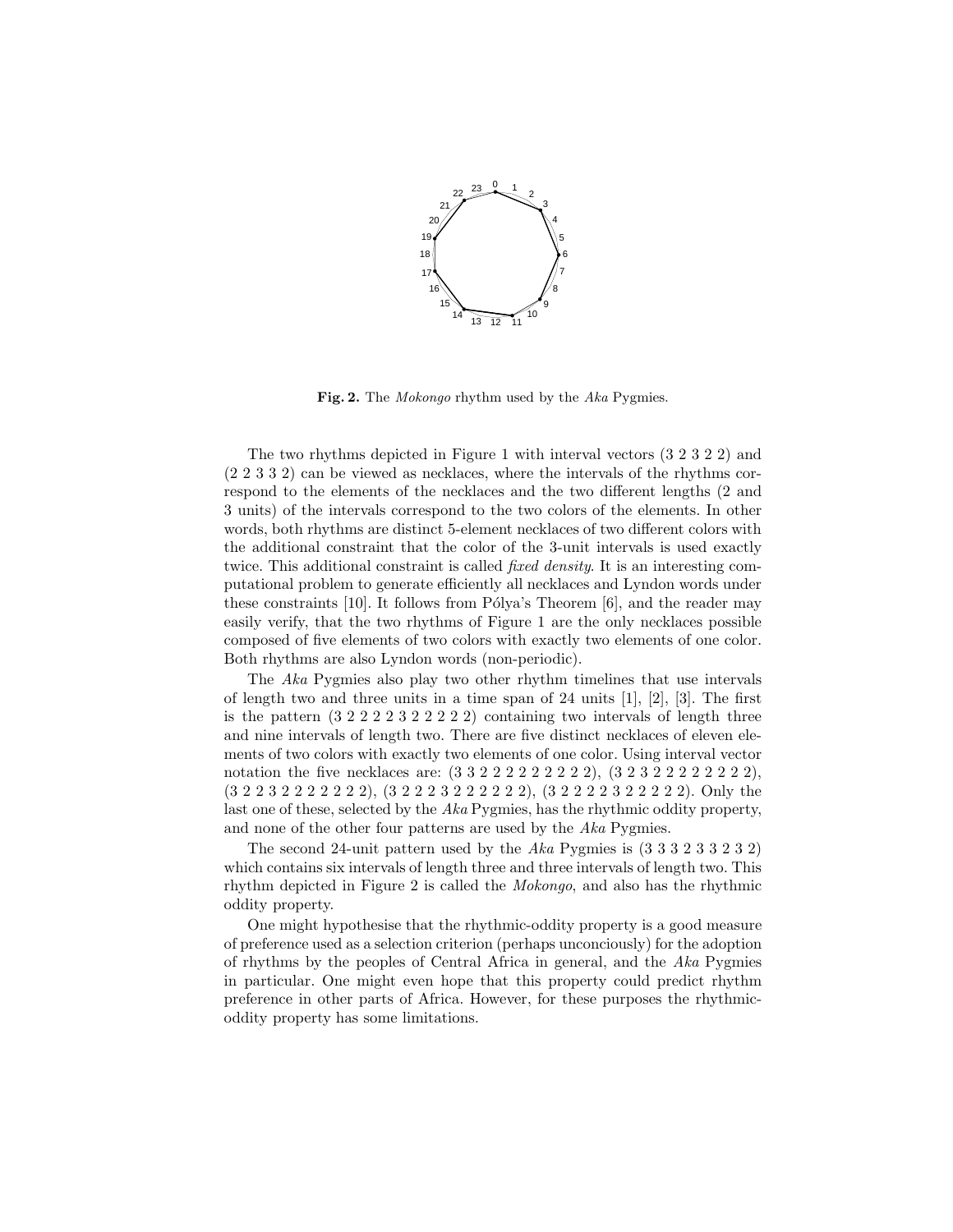**Fig. 2.** The *Mokongo* rhythm used by the *Aka* Pygmies.

The two rhythms depicted in Figure 1 with interval vectors (3 2 3 2 2) and (2 2 3 3 2) can be viewed as necklaces, where the intervals of the rhythms correspond to the elements of the necklaces and the two different lengths (2 and 3 units) of the intervals correspond to the two colors of the elements. In other words, both rhythms are distinct 5-element necklaces of two different colors with the additional constraint that the color of the 3-unit intervals is used exactly twice. This additional constraint is called *fixed density*. It is an interesting computational problem to generate efficiently all necklaces and Lyndon words under these constraints [10]. It follows from Pólya's Theorem [6], and the reader may easily verify, that the two rhythms of Figure 1 are the only necklaces possible composed of five elements of two colors with exactly two elements of one color. Both rhythms are also Lyndon words (non-periodic).

The *Aka* Pygmies also play two other rhythm timelines that use intervals of length two and three units in a time span of 24 units [1], [2], [3]. The first is the pattern (3 2 2 2 2 3 2 2 2 2 2) containing two intervals of length three and nine intervals of length two. There are five distinct necklaces of eleven elements of two colors with exactly two elements of one color. Using interval vector notation the five necklaces are: (3 3 2 2 2 2 2 2 2 2 2), (3 2 3 2 2 2 2 2 2 2 2), (3 2 2 3 2 2 2 2 2 2 2), (3 2 2 2 3 2 2 2 2 2 2), (3 2 2 2 2 3 2 2 2 2 2). Only the last one of these, selected by the *Aka* Pygmies, has the rhythmic oddity property, and none of the other four patterns are used by the *Aka* Pygmies.

The second 24-unit pattern used by the *Aka* Pygmies is (3 3 3 2 3 3 2 3 2) which contains six intervals of length three and three intervals of length two. This rhythm depicted in Figure 2 is called the *Mokongo*, and also has the rhythmic oddity property.

One might hypothesise that the rhythmic-oddity property is a good measure of preference used as a selection criterion (perhaps unconciously) for the adoption of rhythms by the peoples of Central Africa in general, and the *Aka* Pygmies in particular. One might even hope that this property could predict rhythm preference in other parts of Africa. However, for these purposes the rhythmic-oddity property has some limitations.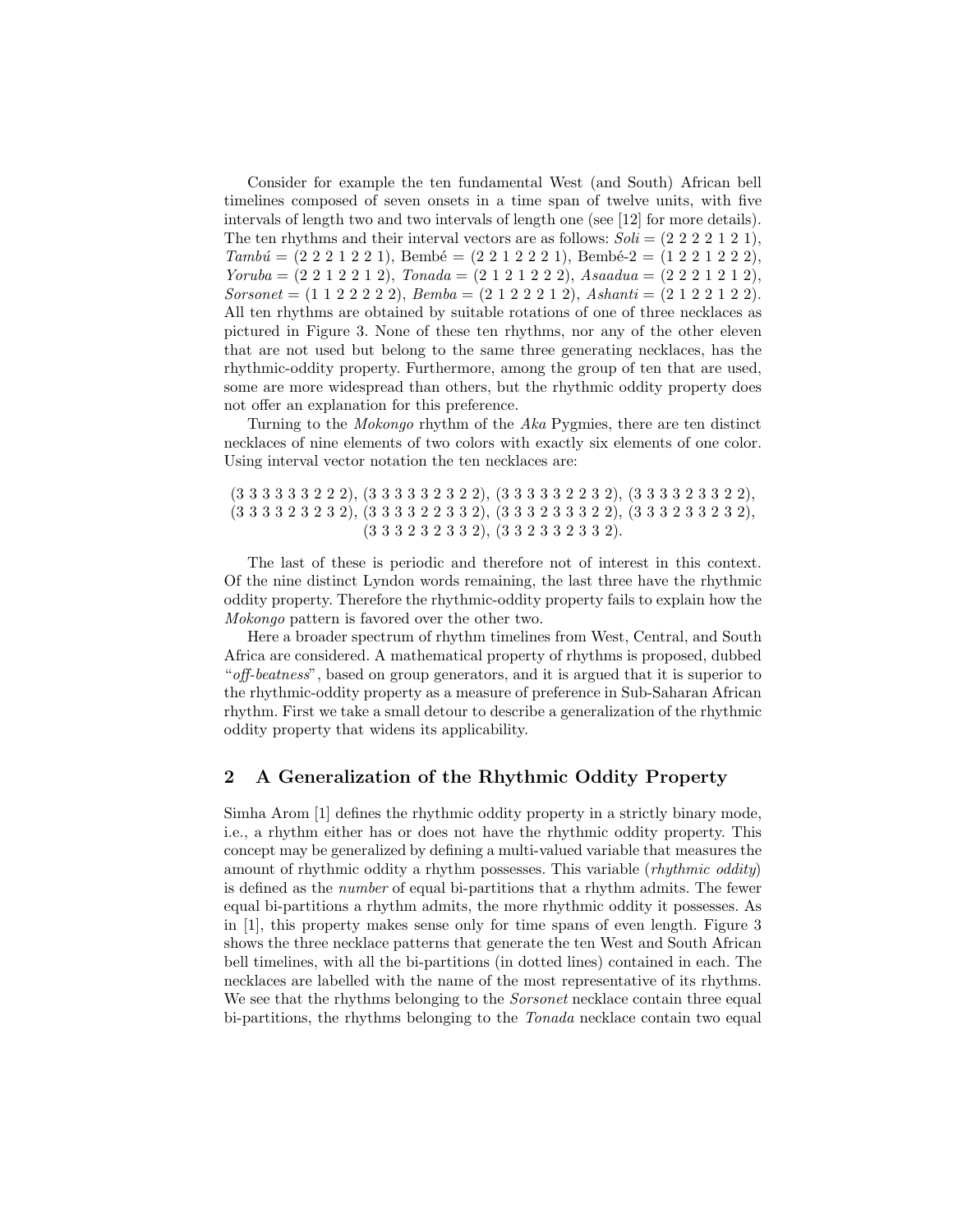Consider for example the ten fundamental West (and South) African bell timelines composed of seven onsets in a time span of twelve units, with five intervals of length two and two intervals of length one (see [12] for more details). The ten rhythms and their interval vectors are as follows: *Soli* = (2 2 2 2 1 2 1), *Tambú* = (2 2 2 1 2 2 1), Bembé = (2 2 1 2 2 2 1), Bembé-2 = (1 2 2 1 2 2 2), *Yoruba* = (2 2 1 2 2 1 2), *Tonada* = (2 1 2 1 2 2 2), *Asaadua* = (2 2 2 1 2 1 2), *Sorsonet* = (1 1 2 2 2 2 2), *Bemba* = (2 1 2 2 2 1 2), *Ashanti* = (2 1 2 2 1 2 2). All ten rhythms are obtained by suitable rotations of one of three necklaces as pictured in Figure 3. None of these ten rhythms, nor any of the other eleven that are not used but belong to the same three generating necklaces, has the rhythmic-oddity property. Furthermore, among the group of ten that are used, some are more widespread than others, but the rhythmic oddity property does not offer an explanation for this preference.

Turning to the *Mokongo* rhythm of the *Aka* Pygmies, there are ten distinct necklaces of nine elements of two colors with exactly six elements of one color. Using interval vector notation the ten necklaces are:

(3 3 3 3 3 3 2 2 2), (3 3 3 3 3 2 3 2 2), (3 3 3 3 3 2 2 3 2), (3 3 3 3 2 3 3 2 2),
(3 3 3 3 2 3 2 3 2), (3 3 3 3 2 2 3 3 2), (3 3 3 2 3 3 3 2 2), (3 3 3 2 3 3 2 3 2),
(3 3 3 2 3 2 3 3 2), (3 3 2 3 3 2 3 3 2).

The last of these is periodic and therefore not of interest in this context. Of the nine distinct Lyndon words remaining, the last three have the rhythmic oddity property. Therefore the rhythmic-oddity property fails to explain how the *Mokongo* pattern is favored over the other two.

Here a broader spectrum of rhythm timelines from West, Central, and South Africa are considered. A mathematical property of rhythms is proposed, dubbed "*off-beatness*", based on group generators, and it is argued that it is superior to the rhythmic-oddity property as a measure of preference in Sub-Saharan African rhythm. First we take a small detour to describe a generalization of the rhythmic oddity property that widens its applicability.

## 2 A Generalization of the Rhythmic Oddity Property

Simha Arom [1] defines the rhythmic oddity property in a strictly binary mode, i.e., a rhythm either has or does not have the rhythmic oddity property. This concept may be generalized by defining a multi-valued variable that measures the amount of rhythmic oddity a rhythm possesses. This variable (*rhythmic oddity*) is defined as the *number* of equal bi-partitions that a rhythm admits. The fewer equal bi-partitions a rhythm admits, the more rhythmic oddity it possesses. As in [1], this property makes sense only for time spans of even length. Figure 3 shows the three necklace patterns that generate the ten West and South African bell timelines, with all the bi-partitions (in dotted lines) contained in each. The necklaces are labelled with the name of the most representative of its rhythms. We see that the rhythms belonging to the *Sorsonet* necklace contain three equal bi-partitions, the rhythms belonging to the *Tonada* necklace contain two equal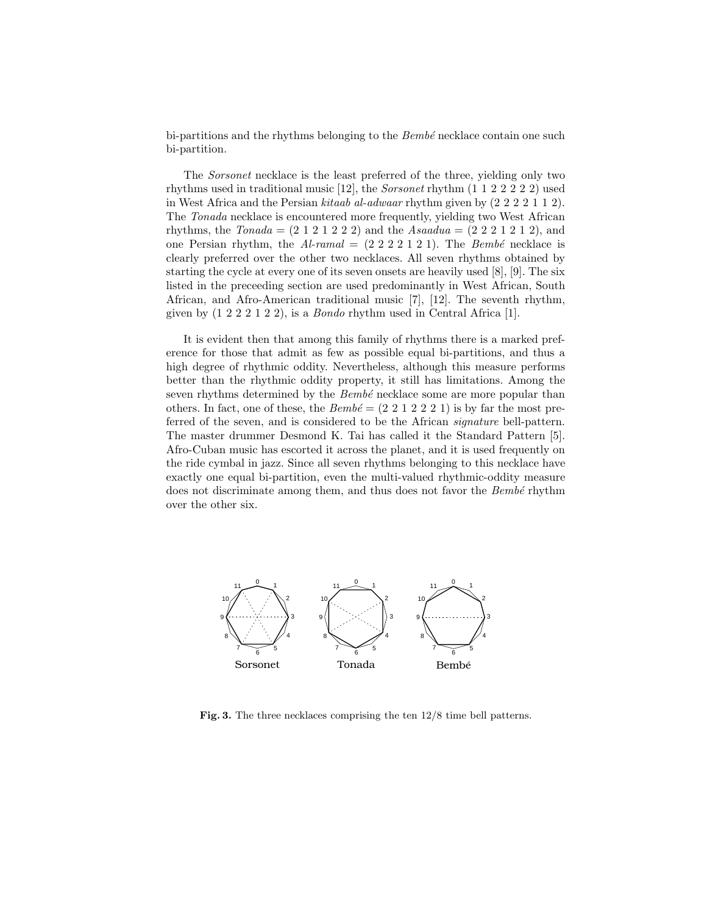bi-partitions and the rhythms belonging to the *Bembé* necklace contain one such bi-partition.

The *Sorsonet* necklace is the least preferred of the three, yielding only two rhythms used in traditional music [12], the *Sorsonet* rhythm (1 1 2 2 2 2 2) used in West Africa and the Persian *kitaab al-adwaar* rhythm given by (2 2 2 2 1 1 2). The *Tonada* necklace is encountered more frequently, yielding two West African rhythms, the *Tonada* = (2 1 2 1 2 2 2) and the *Asaadua* = (2 2 2 1 2 1 2), and one Persian rhythm, the *Al-ramal* = (2 2 2 2 1 2 1). The *Bembé* necklace is clearly preferred over the other two necklaces. All seven rhythms obtained by starting the cycle at every one of its seven onsets are heavily used [8], [9]. The six listed in the preceeding section are used predominantly in West African, South African, and Afro-American traditional music [7], [12]. The seventh rhythm, given by (1 2 2 2 1 2 2), is a *Bondo* rhythm used in Central Africa [1].

It is evident then that among this family of rhythms there is a marked preference for those that admit as few as possible equal bi-partitions, and thus a high degree of rhythmic oddity. Nevertheless, although this measure performs better than the rhythmic oddity property, it still has limitations. Among the seven rhythms determined by the *Bembé* necklace some are more popular than others. In fact, one of these, the *Bembé* = (2 2 1 2 2 2 1) is by far the most preferred of the seven, and is considered to be the African *signature* bell-pattern. The master drummer Desmond K. Tai has called it the Standard Pattern [5]. Afro-Cuban music has escorted it across the planet, and it is used frequently on the ride cymbal in jazz. Since all seven rhythms belonging to this necklace have exactly one equal bi-partition, even the multi-valued rhythmic-oddity measure does not discriminate among them, and thus does not favor the *Bembé* rhythm over the other six.

**Fig. 3.** The three necklaces comprising the ten 12/8 time bell patterns.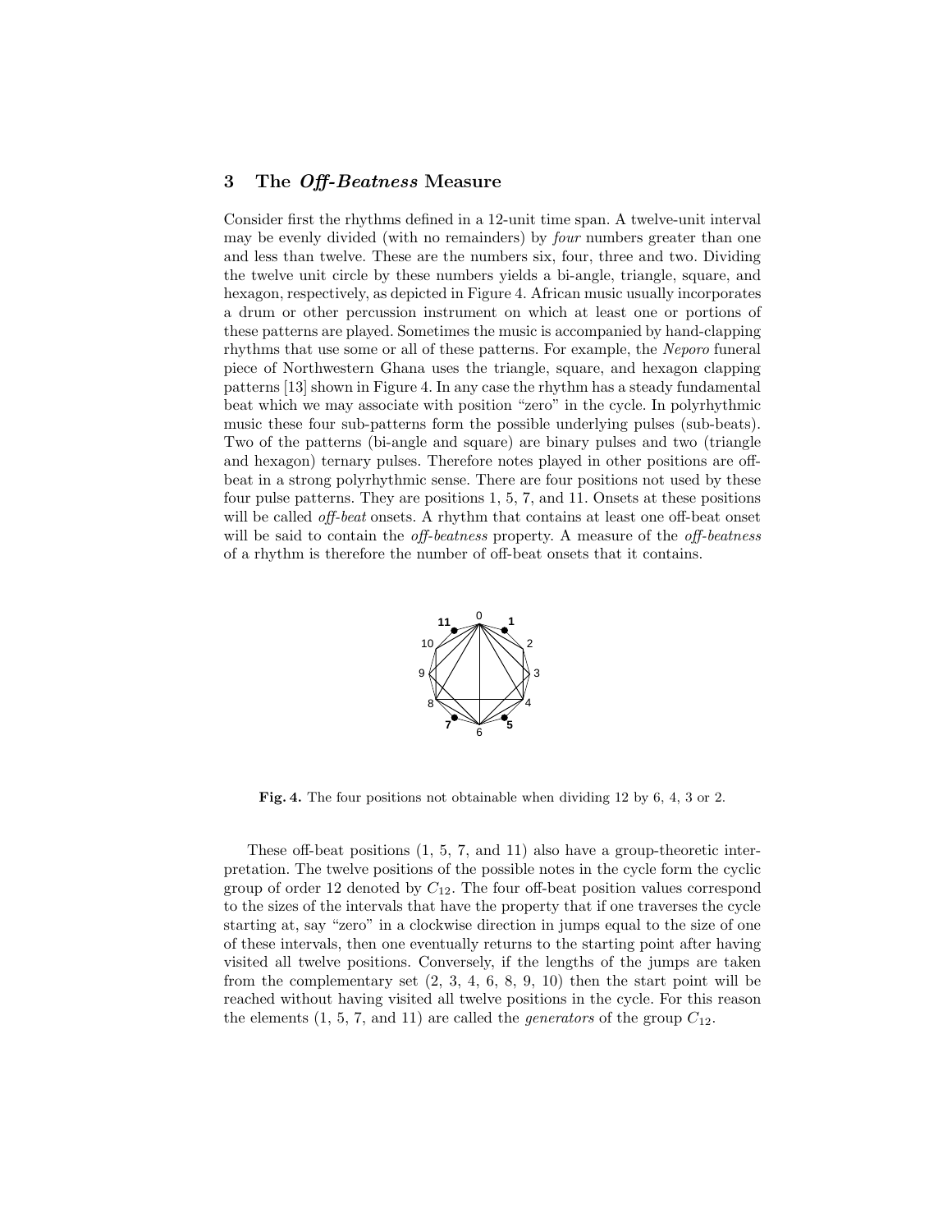## 3 The *Off-Beatness* Measure

Consider first the rhythms defined in a 12-unit time span. A twelve-unit interval may be evenly divided (with no remainders) by *four* numbers greater than one and less than twelve. These are the numbers six, four, three and two. Dividing the twelve unit circle by these numbers yields a bi-angle, triangle, square, and hexagon, respectively, as depicted in Figure 4. African music usually incorporates a drum or other percussion instrument on which at least one or portions of these patterns are played. Sometimes the music is accompanied by hand-clapping rhythms that use some or all of these patterns. For example, the *Neporo* funeral piece of Northwestern Ghana uses the triangle, square, and hexagon clapping patterns [13] shown in Figure 4. In any case the rhythm has a steady fundamental beat which we may associate with position "zero" in the cycle. In polyrhythmic music these four sub-patterns form the possible underlying pulses (sub-beats). Two of the patterns (bi-angle and square) are binary pulses and two (triangle and hexagon) ternary pulses. Therefore notes played in other positions are off-beat in a strong polyrhythmic sense. There are four positions not used by these four pulse patterns. They are positions 1, 5, 7, and 11. Onsets at these positions will be called *off-beat* onsets. A rhythm that contains at least one off-beat onset will be said to contain the *off-beatness* property. A measure of the *off-beatness* of a rhythm is therefore the number of off-beat onsets that it contains.

**Fig. 4.** The four positions not obtainable when dividing 12 by 6, 4, 3 or 2.

These off-beat positions (1, 5, 7, and 11) also have a group-theoretic interpretation. The twelve positions of the possible notes in the cycle form the cyclic group of order 12 denoted by $C_{12}$. The four off-beat position values correspond to the sizes of the intervals that have the property that if one traverses the cycle starting at, say "zero" in a clockwise direction in jumps equal to the size of one of these intervals, then one eventually returns to the starting point after having visited all twelve positions. Conversely, if the lengths of the jumps are taken from the complementary set (2, 3, 4, 6, 8, 9, 10) then the start point will be reached without having visited all twelve positions in the cycle. For this reason the elements (1, 5, 7, and 11) are called the *generators* of the group $C_{12}$.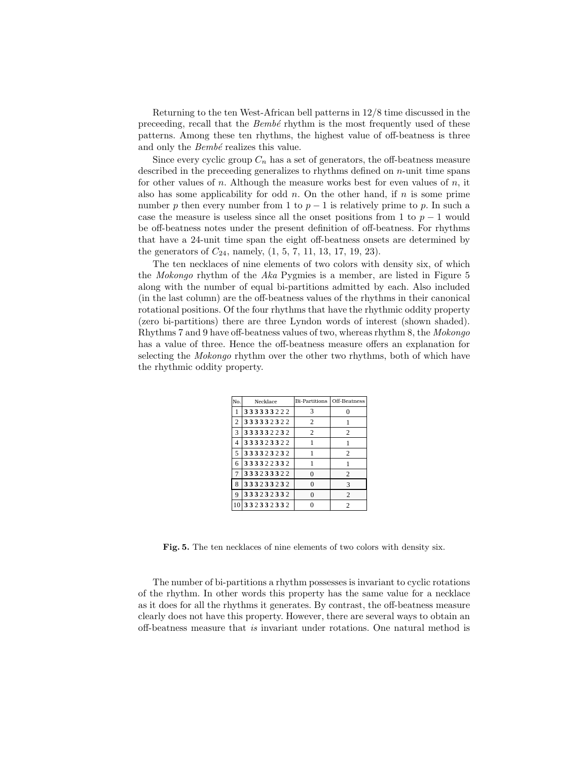Returning to the ten West-African bell patterns in 12/8 time discussed in the preceeding, recall that the *Bembé* rhythm is the most frequently used of these patterns. Among these ten rhythms, the highest value of off-beatness is three and only the *Bembé* realizes this value.

Since every cyclic group $C_n$ has a set of generators, the off-beatness measure described in the preceeding generalizes to rhythms defined on $n$-unit time spans for other values of $n$. Although the measure works best for even values of $n$, it also has some applicability for odd $n$. On the other hand, if $n$ is some prime number $p$ then every number from 1 to $p-1$ is relatively prime to $p$. In such a case the measure is useless since all the onset positions from 1 to $p-1$ would be off-beatness notes under the present definition of off-beatness. For rhythms that have a 24-unit time span the eight off-beatness onsets are determined by the generators of $C_{24}$, namely, (1, 5, 7, 11, 13, 17, 19, 23).

The ten necklaces of nine elements of two colors with density six, of which the *Mokongo* rhythm of the *Aka* Pygmies is a member, are listed in Figure 5 along with the number of equal bi-partitions admitted by each. Also included (in the last column) are the off-beatness values of the rhythms in their canonical rotational positions. Of the four rhythms that have the rhythmic oddity property (zero bi-partitions) there are three Lyndon words of interest (shown shaded). Rhythms 7 and 9 have off-beatness values of two, whereas rhythm 8, the *Mokongo* has a value of three. Hence the off-beatness measure offers an explanation for selecting the *Mokongo* rhythm over the other two rhythms, both of which have the rhythmic oddity property.

| No. | Necklace | Bi-Partitions | Off-Beatness |
|---|---|---|---|
| 1 | **333333**222 | 3 | 0 |
| 2 | **33333**2**3**22 | 2 | 1 |
| 3 | **33333**22**3**2 | 2 | 2 |
| 4 | **3333**2**33**22 | 1 | 1 |
| 5 | **3333**2**3**2**3**2 | 1 | 2 |
| 6 | **3333**22**33**2 | 1 | 1 |
| 7 | **333**2**333**22 | 0 | 2 |
| 8 | **333**2**33**2**3**2 | 0 | 3 |
| 9 | **333**2**3**2**33**2 | 0 | 2 |
| 10 | **33**2**33**2**33**2 | 0 | 2 |

**Fig. 5.** The ten necklaces of nine elements of two colors with density six.

The number of bi-partitions a rhythm possesses is invariant to cyclic rotations of the rhythm. In other words this property has the same value for a necklace as it does for all the rhythms it generates. By contrast, the off-beatness measure clearly does not have this property. However, there are several ways to obtain an off-beatness measure that *is* invariant under rotations. One natural method is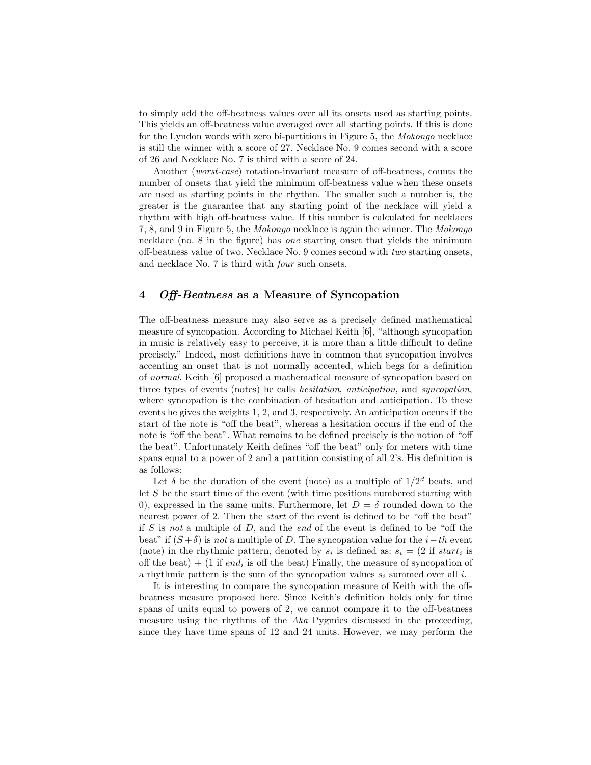to simply add the off-beatness values over all its onsets used as starting points. This yields an off-beatness value averaged over all starting points. If this is done for the Lyndon words with zero bi-partitions in Figure 5, the *Mokongo* necklace is still the winner with a score of 27. Necklace No. 9 comes second with a score of 26 and Necklace No. 7 is third with a score of 24.

Another (*worst-case*) rotation-invariant measure of off-beatness, counts the number of onsets that yield the minimum off-beatness value when these onsets are used as starting points in the rhythm. The smaller such a number is, the greater is the guarantee that any starting point of the necklace will yield a rhythm with high off-beatness value. If this number is calculated for necklaces 7, 8, and 9 in Figure 5, the *Mokongo* necklace is again the winner. The *Mokongo* necklace (no. 8 in the figure) has *one* starting onset that yields the minimum off-beatness value of two. Necklace No. 9 comes second with *two* starting onsets, and necklace No. 7 is third with *four* such onsets.

## 4 *Off-Beatness* as a Measure of Syncopation

The off-beatness measure may also serve as a precisely defined mathematical measure of syncopation. According to Michael Keith [6], "although syncopation in music is relatively easy to perceive, it is more than a little difficult to define precisely." Indeed, most definitions have in common that syncopation involves accenting an onset that is not normally accented, which begs for a definition of *normal*. Keith [6] proposed a mathematical measure of syncopation based on three types of events (notes) he calls *hesitation*, *anticipation*, and *syncopation*, where syncopation is the combination of hesitation and anticipation. To these events he gives the weights 1, 2, and 3, respectively. An anticipation occurs if the start of the note is "off the beat", whereas a hesitation occurs if the end of the note is "off the beat". What remains to be defined precisely is the notion of "off the beat". Unfortunately Keith defines "off the beat" only for meters with time spans equal to a power of 2 and a partition consisting of all 2's. His definition is as follows:

Let $\delta$ be the duration of the event (note) as a multiple of $1/2^d$ beats, and let $S$ be the start time of the event (with time positions numbered starting with 0), expressed in the same units. Furthermore, let $D = \delta$ rounded down to the nearest power of 2. Then the *start* of the event is defined to be "off the beat" if $S$ is *not* a multiple of $D$, and the *end* of the event is defined to be "off the beat" if $(S + \delta)$ is *not* a multiple of $D$. The syncopation value for the $i-th$ event (note) in the rhythmic pattern, denoted by $s_i$ is defined as: $s_i$ = (2 if $start_i$ is off the beat) + (1 if $end_i$ is off the beat) Finally, the measure of syncopation of a rhythmic pattern is the sum of the syncopation values $s_i$ summed over all $i$.

It is interesting to compare the syncopation measure of Keith with the off-beatness measure proposed here. Since Keith's definition holds only for time spans of units equal to powers of 2, we cannot compare it to the off-beatness measure using the rhythms of the *Aka* Pygmies discussed in the preceeding, since they have time spans of 12 and 24 units. However, we may perform the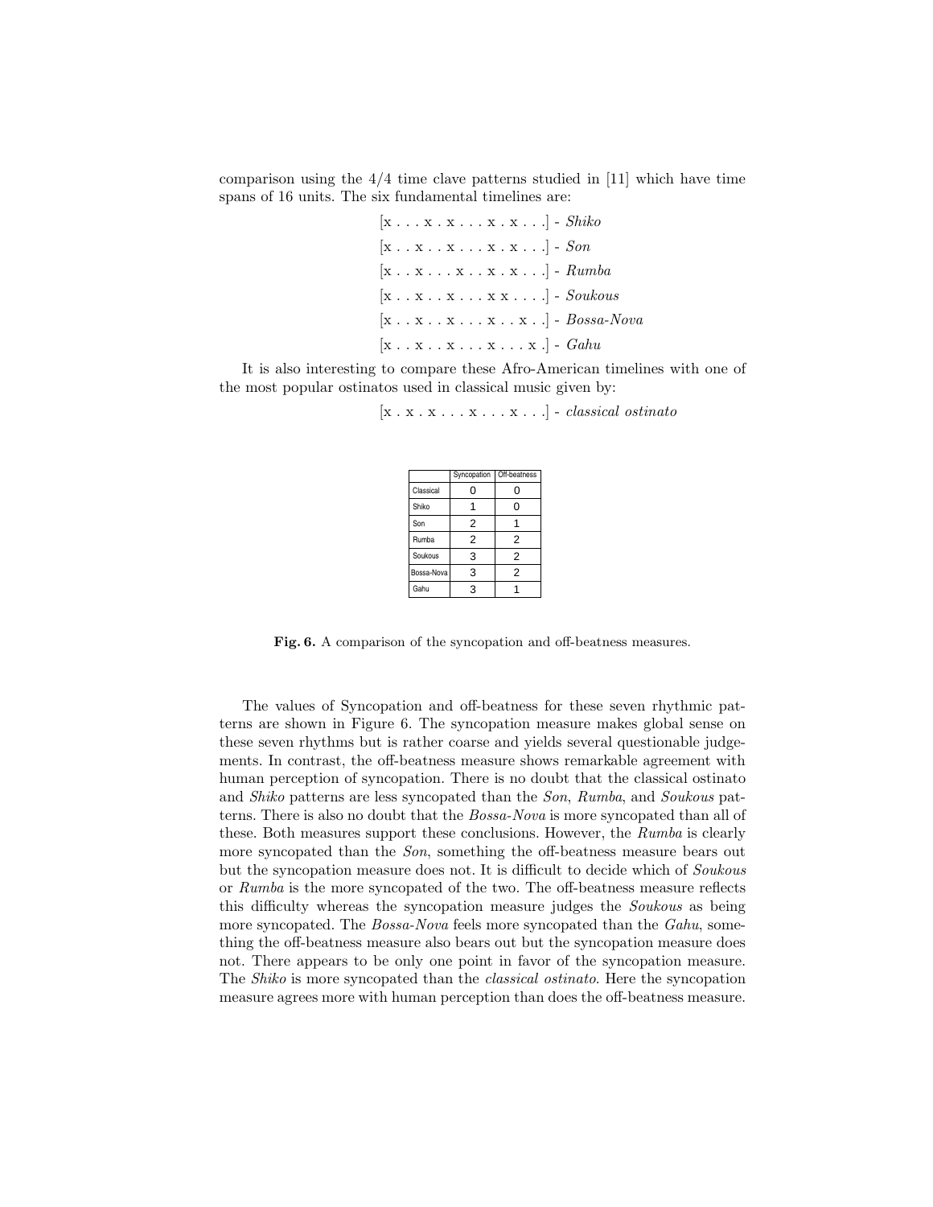comparison using the 4/4 time clave patterns studied in [11] which have time spans of 16 units. The six fundamental timelines are:

[x . . . x . x . . . x . x . . .] - *Shiko*

[x . . x . . x . . . x . x . . .] - *Son*

[x . . x . . . x . . x . x . . .] - *Rumba*

[x . . x . . x . . . x x . . . .] - *Soukous*

[x . . x . . x . . . x . . x . .] - *Bossa-Nova*

[x . . x . . x . . . x . . . x .] - *Gahu*

It is also interesting to compare these Afro-American timelines with one of the most popular ostinatos used in classical music given by:

[x . x . x . . . x . . . x . . .] - *classical ostinato*

| | Syncopation | Off-beatness |
|---|---|---|
| Classical | 0 | 0 |
| Shiko | 1 | 0 |
| Son | 2 | 1 |
| Rumba | 2 | 2 |
| Soukous | 3 | 2 |
| Bossa-Nova | 3 | 2 |
| Gahu | 3 | 1 |

**Fig. 6.** A comparison of the syncopation and off-beatness measures.

The values of Syncopation and off-beatness for these seven rhythmic patterns are shown in Figure 6. The syncopation measure makes global sense on these seven rhythms but is rather coarse and yields several questionable judgements. In contrast, the off-beatness measure shows remarkable agreement with human perception of syncopation. There is no doubt that the classical ostinato and *Shiko* patterns are less syncopated than the *Son*, *Rumba*, and *Soukous* patterns. There is also no doubt that the *Bossa-Nova* is more syncopated than all of these. Both measures support these conclusions. However, the *Rumba* is clearly more syncopated than the *Son*, something the off-beatness measure bears out but the syncopation measure does not. It is difficult to decide which of *Soukous* or *Rumba* is the more syncopated of the two. The off-beatness measure reflects this difficulty whereas the syncopation measure judges the *Soukous* as being more syncopated. The *Bossa-Nova* feels more syncopated than the *Gahu*, something the off-beatness measure also bears out but the syncopation measure does not. There appears to be only one point in favor of the syncopation measure. The *Shiko* is more syncopated than the *classical ostinato*. Here the syncopation measure agrees more with human perception than does the off-beatness measure.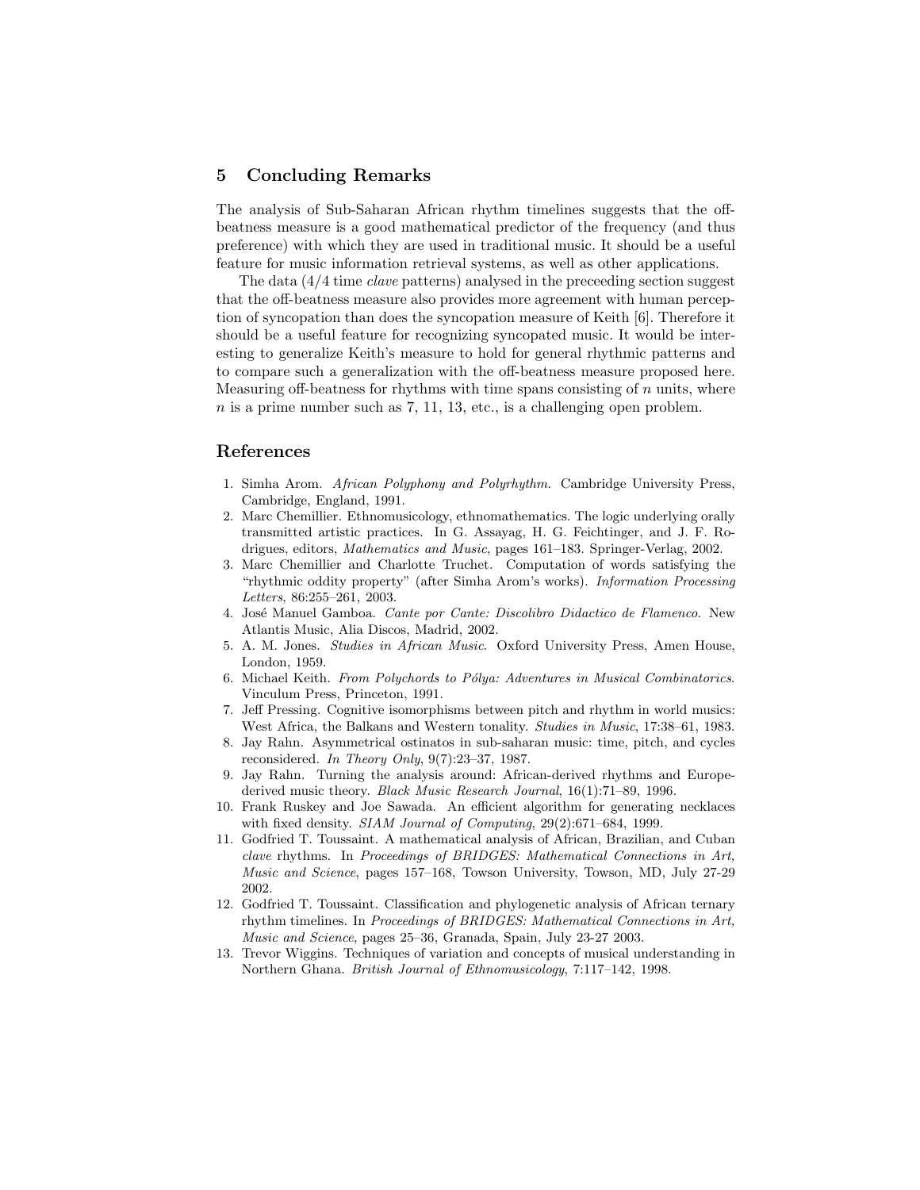## 5 Concluding Remarks

The analysis of Sub-Saharan African rhythm timelines suggests that the off-beatness measure is a good mathematical predictor of the frequency (and thus preference) with which they are used in traditional music. It should be a useful feature for music information retrieval systems, as well as other applications.

The data (4/4 time *clave* patterns) analysed in the preceeding section suggest that the off-beatness measure also provides more agreement with human perception of syncopation than does the syncopation measure of Keith [6]. Therefore it should be a useful feature for recognizing syncopated music. It would be interesting to generalize Keith's measure to hold for general rhythmic patterns and to compare such a generalization with the off-beatness measure proposed here. Measuring off-beatness for rhythms with time spans consisting of $n$ units, where $n$ is a prime number such as 7, 11, 13, etc., is a challenging open problem.

## References

1. Simha Arom. *African Polyphony and Polyrhythm*. Cambridge University Press, Cambridge, England, 1991.
2. Marc Chemillier. Ethnomusicology, ethnomathematics. The logic underlying orally transmitted artistic practices. In G. Assayag, H. G. Feichtinger, and J. F. Rodrigues, editors, *Mathematics and Music*, pages 161–183. Springer-Verlag, 2002.
3. Marc Chemillier and Charlotte Truchet. Computation of words satisfying the "rhythmic oddity property" (after Simha Arom's works). *Information Processing Letters*, 86:255–261, 2003.
4. José Manuel Gamboa. *Cante por Cante: Discolibro Didactico de Flamenco*. New Atlantis Music, Alia Discos, Madrid, 2002.
5. A. M. Jones. *Studies in African Music*. Oxford University Press, Amen House, London, 1959.
6. Michael Keith. *From Polychords to Pólya: Adventures in Musical Combinatorics*. Vinculum Press, Princeton, 1991.
7. Jeff Pressing. Cognitive isomorphisms between pitch and rhythm in world musics: West Africa, the Balkans and Western tonality. *Studies in Music*, 17:38–61, 1983.
8. Jay Rahn. Asymmetrical ostinatos in sub-saharan music: time, pitch, and cycles reconsidered. *In Theory Only*, 9(7):23–37, 1987.
9. Jay Rahn. Turning the analysis around: African-derived rhythms and Europe-derived music theory. *Black Music Research Journal*, 16(1):71–89, 1996.
10. Frank Ruskey and Joe Sawada. An efficient algorithm for generating necklaces with fixed density. *SIAM Journal of Computing*, 29(2):671–684, 1999.
11. Godfried T. Toussaint. A mathematical analysis of African, Brazilian, and Cuban *clave* rhythms. In *Proceedings of BRIDGES: Mathematical Connections in Art, Music and Science*, pages 157–168, Towson University, Towson, MD, July 27-29 2002.
12. Godfried T. Toussaint. Classification and phylogenetic analysis of African ternary rhythm timelines. In *Proceedings of BRIDGES: Mathematical Connections in Art, Music and Science*, pages 25–36, Granada, Spain, July 23-27 2003.
13. Trevor Wiggins. Techniques of variation and concepts of musical understanding in Northern Ghana. *British Journal of Ethnomusicology*, 7:117–142, 1998.